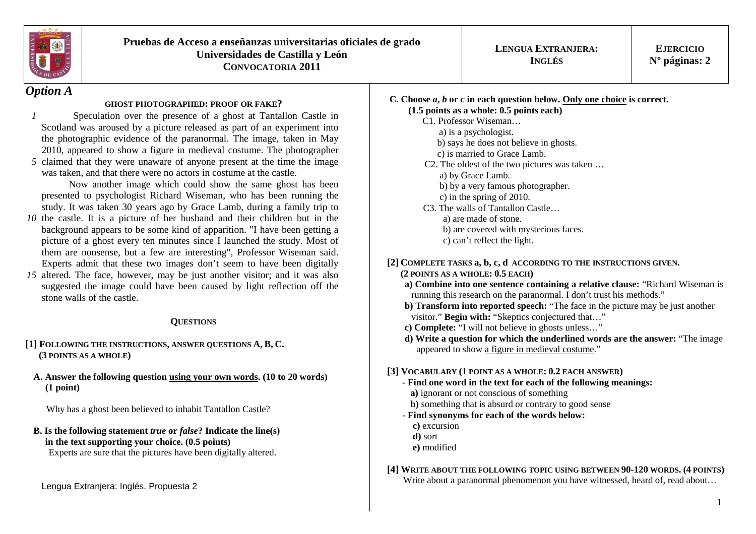| | Pruebas de Acceso a enseñanzas universitarias oficiales de grado<br>Universidades de Castilla y León<br>CONVOCATORIA 2011 | LENGUA EXTRANJERA: INGLÉS | EJERCICIO<br>Nº páginas: 2 |
|---|---|---|---|

## Option A

### GHOST PHOTOGRAPHED: PROOF OR FAKE?

*1* Speculation over the presence of a ghost at Tantallon Castle in Scotland was aroused by a picture released as part of an experiment into the photographic evidence of the paranormal. The image, taken in May 2010, appeared to show a figure in medieval costume. The photographer *5* claimed that they were unaware of anyone present at the time the image was taken, and that there were no actors in costume at the castle.

Now another image which could show the same ghost has been presented to psychologist Richard Wiseman, who has been running the study. It was taken 30 years ago by Grace Lamb, during a family trip to *10* the castle. It is a picture of her husband and their children but in the background appears to be some kind of apparition. "I have been getting a picture of a ghost every ten minutes since I launched the study. Most of them are nonsense, but a few are interesting", Professor Wiseman said. Experts admit that these two images don't seem to have been digitally *15* altered. The face, however, may be just another visitor; and it was also suggested the image could have been caused by light reflection off the stone walls of the castle.

### QUESTIONS

**[1] FOLLOWING THE INSTRUCTIONS, ANSWER QUESTIONS A, B, C.**
**(3 POINTS AS A WHOLE)**

**A. Answer the following question using your own words. (10 to 20 words) (1 point)**

Why has a ghost been believed to inhabit Tantallon Castle?

**B. Is the following statement *true* or *false*? Indicate the line(s) in the text supporting your choice. (0.5 points)**

Experts are sure that the pictures have been digitally altered.

**C. Choose *a*, *b* or *c* in each question below. Only one choice is correct.**
**(1.5 points as a whole: 0.5 points each)**

C1. Professor Wiseman…
- a) is a psychologist.
- b) says he does not believe in ghosts.
- c) is married to Grace Lamb.

C2. The oldest of the two pictures was taken …
- a) by Grace Lamb.
- b) by a very famous photographer.
- c) in the spring of 2010.

C3. The walls of Tantallon Castle…
- a) are made of stone.
- b) are covered with mysterious faces.
- c) can't reflect the light.

**[2] COMPLETE TASKS a, b, c, d ACCORDING TO THE INSTRUCTIONS GIVEN.**
**(2 POINTS AS A WHOLE: 0.5 EACH)**

- **a) Combine into one sentence containing a relative clause:** "Richard Wiseman is running this research on the paranormal. I don't trust his methods."
- **b) Transform into reported speech:** "The face in the picture may be just another visitor." **Begin with:** "Skeptics conjectured that…"
- **c) Complete:** "I will not believe in ghosts unless…"
- **d) Write a question for which the underlined words are the answer:** "The image appeared to show a figure in medieval costume."

**[3] VOCABULARY (1 POINT AS A WHOLE: 0.2 EACH ANSWER)**

- **Find one word in the text for each of the following meanings:**
  - **a)** ignorant or not conscious of something
  - **b)** something that is absurd or contrary to good sense
- **Find synonyms for each of the words below:**
  - **c)** excursion
  - **d)** sort
  - **e)** modified

**[4] WRITE ABOUT THE FOLLOWING TOPIC USING BETWEEN 90-120 WORDS. (4 POINTS)**

Write about a paranormal phenomenon you have witnessed, heard of, read about…

Lengua Extranjera: Inglés. Propuesta 2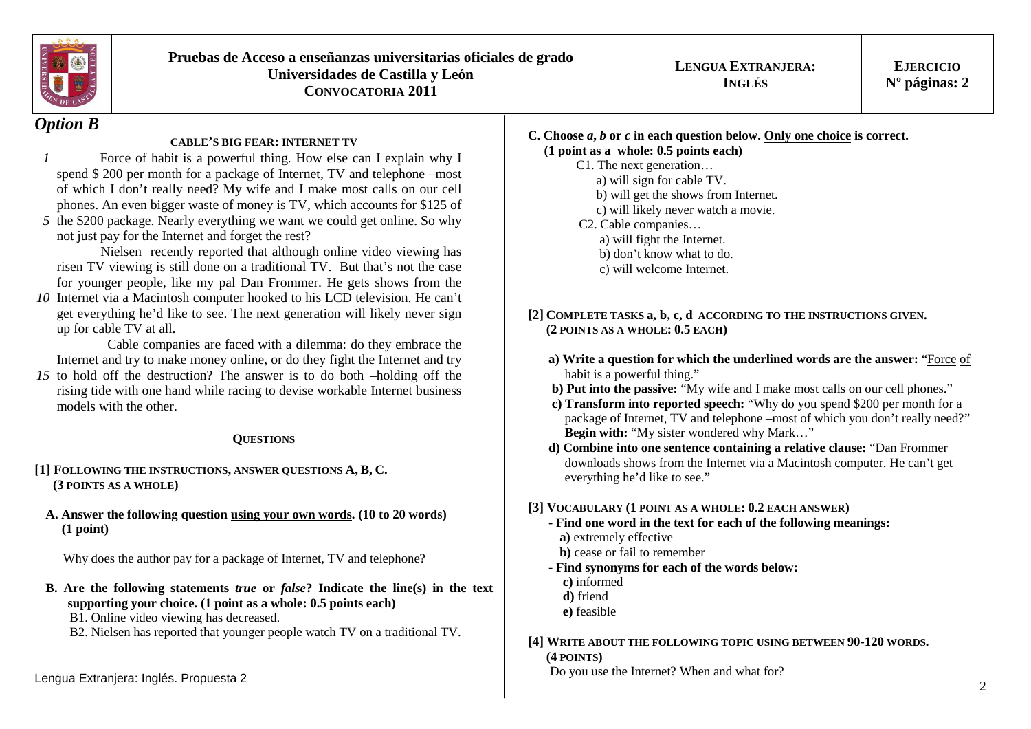Pruebas de Acceso a enseñanzas universitarias oficiales de grado
Universidades de Castilla y León
CONVOCATORIA 2011

LENGUA EXTRANJERA: INGLÉS

EJERCICIO
Nº páginas: 2

## *Option B*

### CABLE'S BIG FEAR: INTERNET TV

*1* Force of habit is a powerful thing. How else can I explain why I spend $ 200 per month for a package of Internet, TV and telephone –most of which I don't really need? My wife and I make most calls on our cell phones. An even bigger waste of money is TV, which accounts for $125 of *5* the $200 package. Nearly everything we want we could get online. So why not just pay for the Internet and forget the rest?

Nielsen recently reported that although online video viewing has risen TV viewing is still done on a traditional TV. But that's not the case for younger people, like my pal Dan Frommer. He gets shows from the *10* Internet via a Macintosh computer hooked to his LCD television. He can't get everything he'd like to see. The next generation will likely never sign up for cable TV at all.

Cable companies are faced with a dilemma: do they embrace the Internet and try to make money online, or do they fight the Internet and try *15* to hold off the destruction? The answer is to do both –holding off the rising tide with one hand while racing to devise workable Internet business models with the other.

### QUESTIONS

**[1] FOLLOWING THE INSTRUCTIONS, ANSWER QUESTIONS A, B, C. (3 POINTS AS A WHOLE)**

**A. Answer the following question using your own words. (10 to 20 words) (1 point)**

Why does the author pay for a package of Internet, TV and telephone?

**B. Are the following statements *true* or *false*? Indicate the line(s) in the text supporting your choice. (1 point as a whole: 0.5 points each)**

B1. Online video viewing has decreased.

B2. Nielsen has reported that younger people watch TV on a traditional TV.

**C. Choose *a*, *b* or *c* in each question below. Only one choice is correct. (1 point as a whole: 0.5 points each)**

C1. The next generation…
- a) will sign for cable TV.
- b) will get the shows from Internet.
- c) will likely never watch a movie.

C2. Cable companies…
- a) will fight the Internet.
- b) don't know what to do.
- c) will welcome Internet.

**[2] COMPLETE TASKS a, b, c, d ACCORDING TO THE INSTRUCTIONS GIVEN. (2 POINTS AS A WHOLE: 0.5 EACH)**

**a) Write a question for which the underlined words are the answer:** "Force of habit is a powerful thing."

**b) Put into the passive:** "My wife and I make most calls on our cell phones."

**c) Transform into reported speech:** "Why do you spend $200 per month for a package of Internet, TV and telephone –most of which you don't really need?" **Begin with:** "My sister wondered why Mark…"

**d) Combine into one sentence containing a relative clause:** "Dan Frommer downloads shows from the Internet via a Macintosh computer. He can't get everything he'd like to see."

**[3] VOCABULARY (1 POINT AS A WHOLE: 0.2 EACH ANSWER)**

**- Find one word in the text for each of the following meanings:**

**a)** extremely effective

**b)** cease or fail to remember

**- Find synonyms for each of the words below:**

**c)** informed

**d)** friend

**e)** feasible

**[4] WRITE ABOUT THE FOLLOWING TOPIC USING BETWEEN 90-120 WORDS. (4 POINTS)**

Do you use the Internet? When and what for?

Lengua Extranjera: Inglés. Propuesta 2